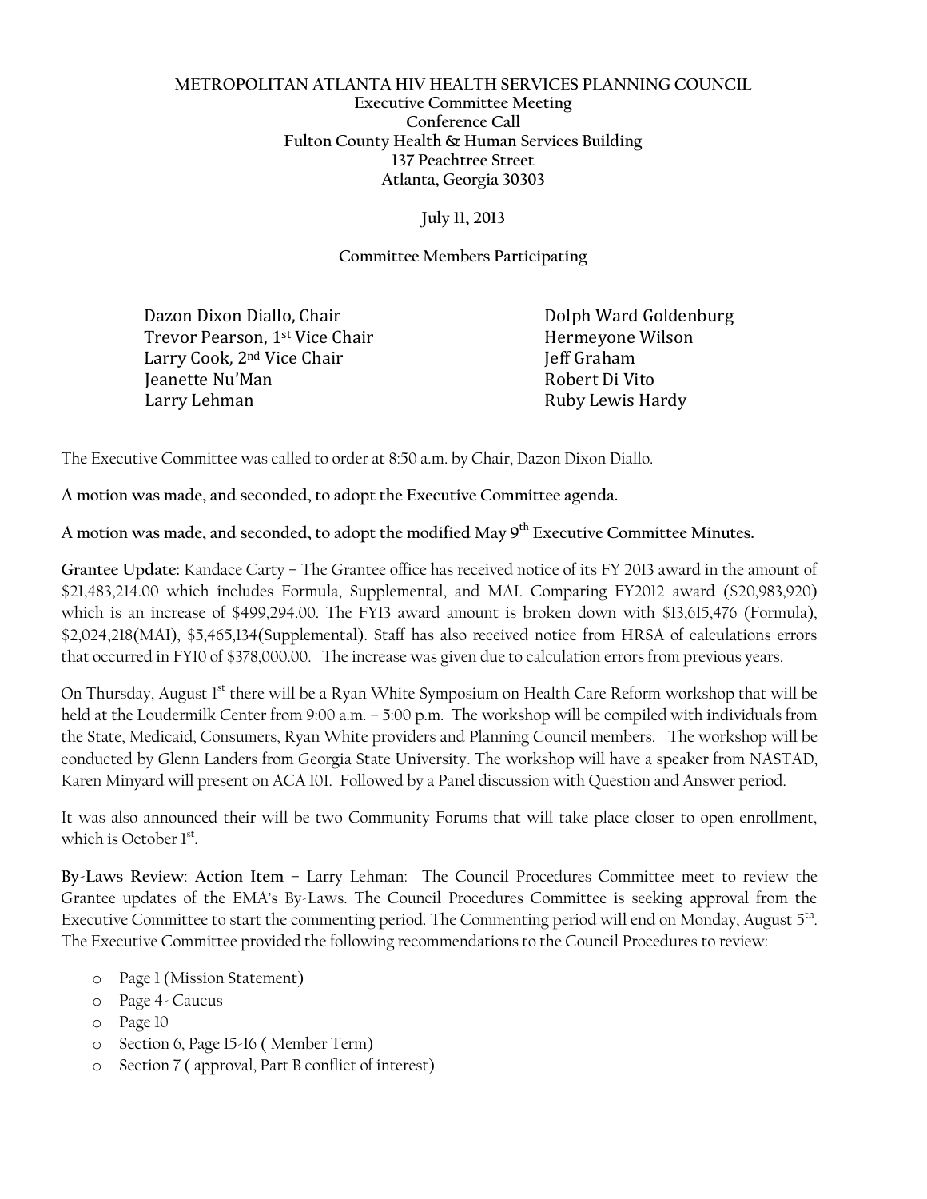**METROPOLITAN ATLANTA HIV HEALTH SERVICES PLANNING COUNCIL**
**Executive Committee Meeting**
**Conference Call**
**Fulton County Health & Human Services Building**
**137 Peachtree Street**
**Atlanta, Georgia 30303**

**July 11, 2013**

**Committee Members Participating**

Dazon Dixon Diallo, Chair
Trevor Pearson, 1st Vice Chair
Larry Cook, 2nd Vice Chair
Jeanette Nu'Man
Larry Lehman
Dolph Ward Goldenburg
Hermeyone Wilson
Jeff Graham
Robert Di Vito
Ruby Lewis Hardy

The Executive Committee was called to order at 8:50 a.m. by Chair, Dazon Dixon Diallo.

**A motion was made, and seconded, to adopt the Executive Committee agenda.**

**A motion was made, and seconded, to adopt the modified May 9th Executive Committee Minutes.**

**Grantee Update:** Kandace Carty – The Grantee office has received notice of its FY 2013 award in the amount of $21,483,214.00 which includes Formula, Supplemental, and MAI. Comparing FY2012 award ($20,983,920) which is an increase of $499,294.00. The FY13 award amount is broken down with $13,615,476 (Formula), $2,024,218(MAI), $5,465,134(Supplemental). Staff has also received notice from HRSA of calculations errors that occurred in FY10 of $378,000.00. The increase was given due to calculation errors from previous years.

On Thursday, August 1st there will be a Ryan White Symposium on Health Care Reform workshop that will be held at the Loudermilk Center from 9:00 a.m. – 5:00 p.m. The workshop will be compiled with individuals from the State, Medicaid, Consumers, Ryan White providers and Planning Council members. The workshop will be conducted by Glenn Landers from Georgia State University. The workshop will have a speaker from NASTAD, Karen Minyard will present on ACA 101. Followed by a Panel discussion with Question and Answer period.

It was also announced their will be two Community Forums that will take place closer to open enrollment, which is October 1st.

**By-Laws Review**: **Action Item** – Larry Lehman: The Council Procedures Committee meet to review the Grantee updates of the EMA's By-Laws. The Council Procedures Committee is seeking approval from the Executive Committee to start the commenting period. The Commenting period will end on Monday, August 5th. The Executive Committee provided the following recommendations to the Council Procedures to review:

- Page 1 (Mission Statement)
- Page 4- Caucus
- Page 10
- Section 6, Page 15-16 ( Member Term)
- Section 7 ( approval, Part B conflict of interest)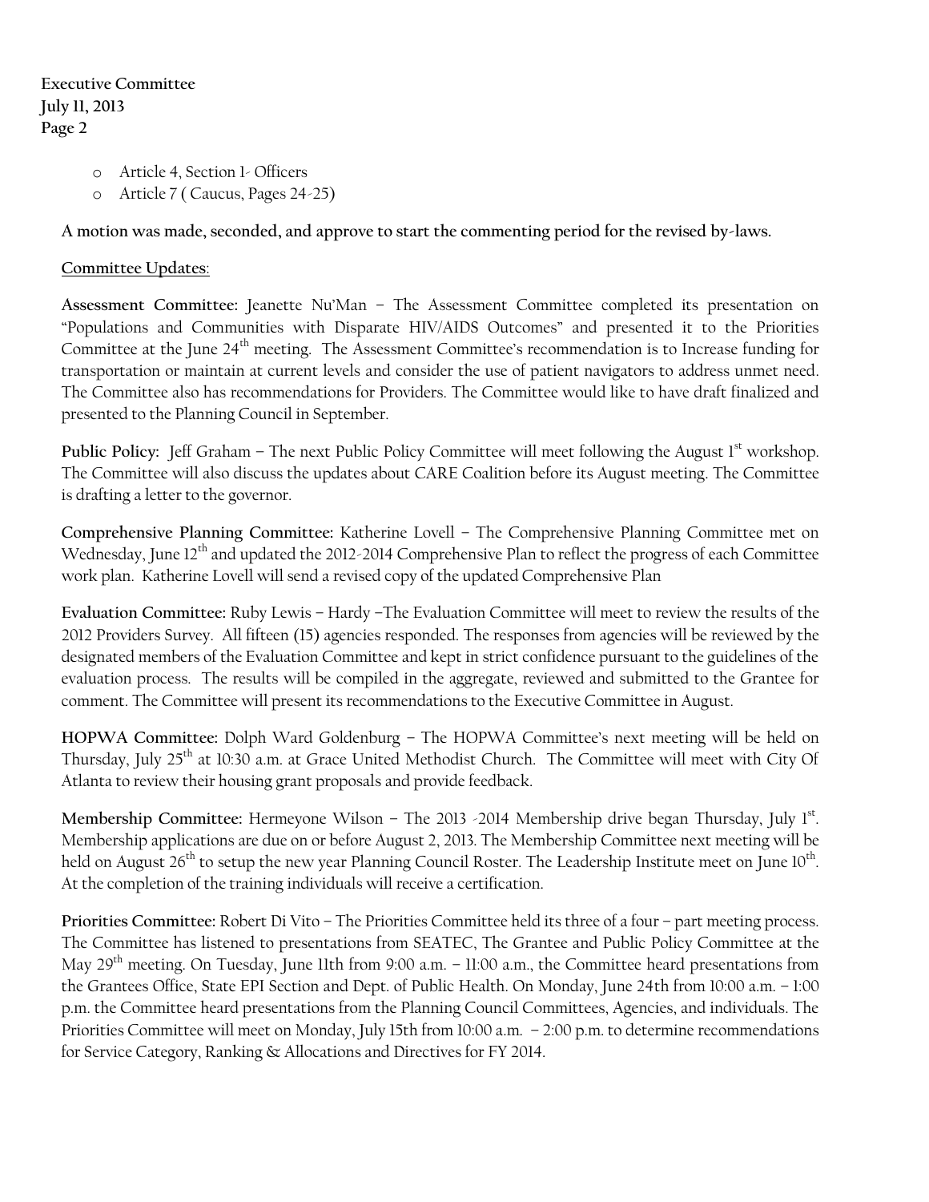- Article 4, Section 1- Officers
- Article 7 ( Caucus, Pages 24-25)

**A motion was made, seconded, and approve to start the commenting period for the revised by-laws.**

<u>Committee Updates</u>:

**Assessment Committee:** Jeanette Nu'Man – The Assessment Committee completed its presentation on "Populations and Communities with Disparate HIV/AIDS Outcomes" and presented it to the Priorities Committee at the June 24th meeting. The Assessment Committee's recommendation is to Increase funding for transportation or maintain at current levels and consider the use of patient navigators to address unmet need. The Committee also has recommendations for Providers. The Committee would like to have draft finalized and presented to the Planning Council in September.

**Public Policy:** Jeff Graham – The next Public Policy Committee will meet following the August 1st workshop. The Committee will also discuss the updates about CARE Coalition before its August meeting. The Committee is drafting a letter to the governor.

**Comprehensive Planning Committee:** Katherine Lovell – The Comprehensive Planning Committee met on Wednesday, June 12th and updated the 2012-2014 Comprehensive Plan to reflect the progress of each Committee work plan. Katherine Lovell will send a revised copy of the updated Comprehensive Plan

**Evaluation Committee:** Ruby Lewis – Hardy –The Evaluation Committee will meet to review the results of the 2012 Providers Survey. All fifteen (15) agencies responded. The responses from agencies will be reviewed by the designated members of the Evaluation Committee and kept in strict confidence pursuant to the guidelines of the evaluation process. The results will be compiled in the aggregate, reviewed and submitted to the Grantee for comment. The Committee will present its recommendations to the Executive Committee in August.

**HOPWA Committee:** Dolph Ward Goldenburg – The HOPWA Committee's next meeting will be held on Thursday, July 25th at 10:30 a.m. at Grace United Methodist Church. The Committee will meet with City Of Atlanta to review their housing grant proposals and provide feedback.

**Membership Committee:** Hermeyone Wilson – The 2013 -2014 Membership drive began Thursday, July 1st. Membership applications are due on or before August 2, 2013. The Membership Committee next meeting will be held on August 26th to setup the new year Planning Council Roster. The Leadership Institute meet on June 10th. At the completion of the training individuals will receive a certification.

**Priorities Committee:** Robert Di Vito – The Priorities Committee held its three of a four – part meeting process. The Committee has listened to presentations from SEATEC, The Grantee and Public Policy Committee at the May 29th meeting. On Tuesday, June 11th from 9:00 a.m. – 11:00 a.m., the Committee heard presentations from the Grantees Office, State EPI Section and Dept. of Public Health. On Monday, June 24th from 10:00 a.m. – 1:00 p.m. the Committee heard presentations from the Planning Council Committees, Agencies, and individuals. The Priorities Committee will meet on Monday, July 15th from 10:00 a.m. – 2:00 p.m. to determine recommendations for Service Category, Ranking & Allocations and Directives for FY 2014.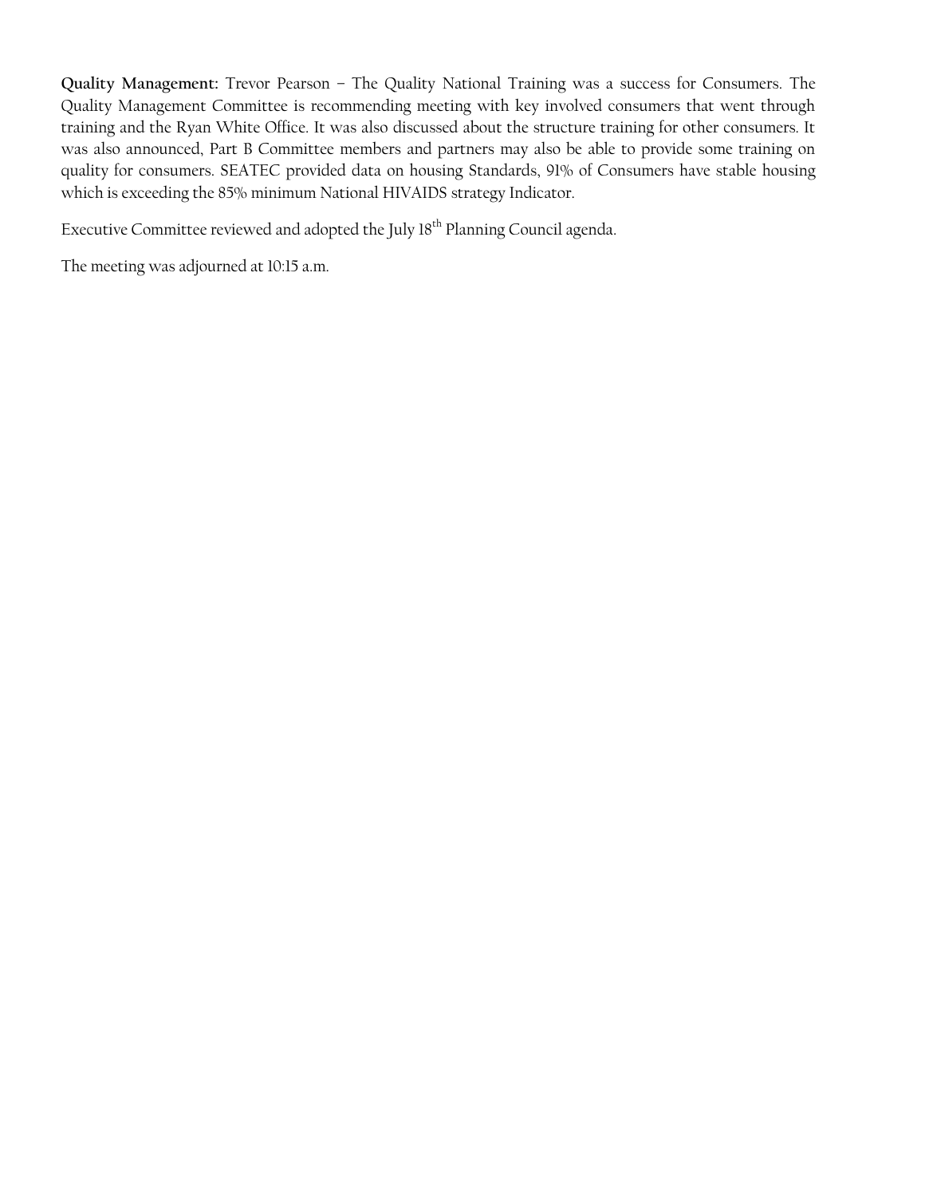**Quality Management:** Trevor Pearson – The Quality National Training was a success for Consumers. The Quality Management Committee is recommending meeting with key involved consumers that went through training and the Ryan White Office. It was also discussed about the structure training for other consumers. It was also announced, Part B Committee members and partners may also be able to provide some training on quality for consumers. SEATEC provided data on housing Standards, 91% of Consumers have stable housing which is exceeding the 85% minimum National HIVAIDS strategy Indicator.

Executive Committee reviewed and adopted the July 18th Planning Council agenda.

The meeting was adjourned at 10:15 a.m.